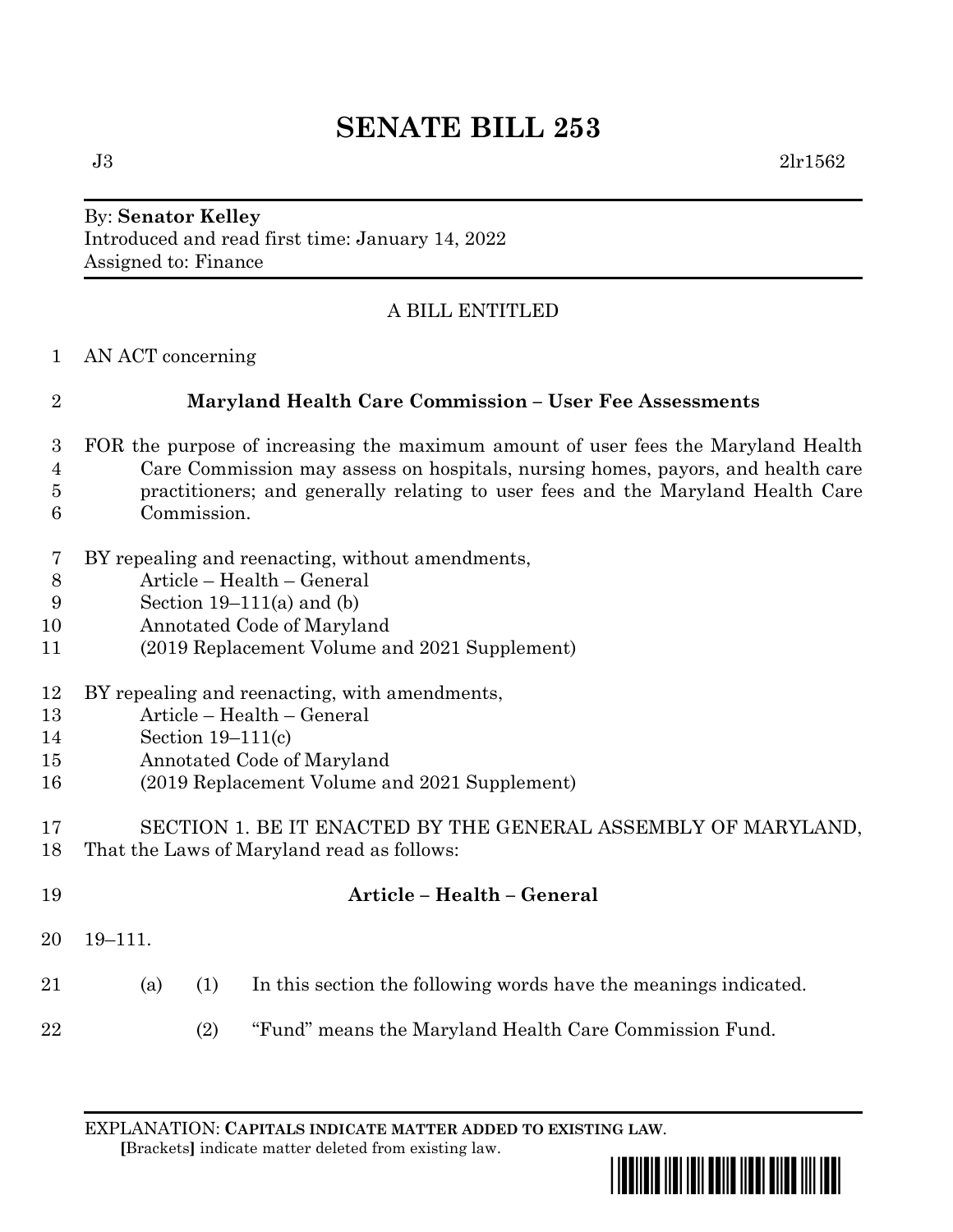# SENATE BILL 253

J3 2lr1562

By: **Senator Kelley**
Introduced and read first time: January 14, 2022
Assigned to: Finance

A BILL ENTITLED

1 AN ACT concerning

2 **Maryland Health Care Commission – User Fee Assessments**

3 FOR the purpose of increasing the maximum amount of user fees the Maryland Health
4 Care Commission may assess on hospitals, nursing homes, payors, and health care
5 practitioners; and generally relating to user fees and the Maryland Health Care
6 Commission.

7 BY repealing and reenacting, without amendments,
8 Article – Health – General
9 Section 19–111(a) and (b)
10 Annotated Code of Maryland
11 (2019 Replacement Volume and 2021 Supplement)

12 BY repealing and reenacting, with amendments,
13 Article – Health – General
14 Section 19–111(c)
15 Annotated Code of Maryland
16 (2019 Replacement Volume and 2021 Supplement)

17 SECTION 1. BE IT ENACTED BY THE GENERAL ASSEMBLY OF MARYLAND,
18 That the Laws of Maryland read as follows:

19 **Article – Health – General**

20 19–111.

21 (a) (1) In this section the following words have the meanings indicated.

22 (2) "Fund" means the Maryland Health Care Commission Fund.

EXPLANATION: **CAPITALS INDICATE MATTER ADDED TO EXISTING LAW**.
**[**Brackets**]** indicate matter deleted from existing law.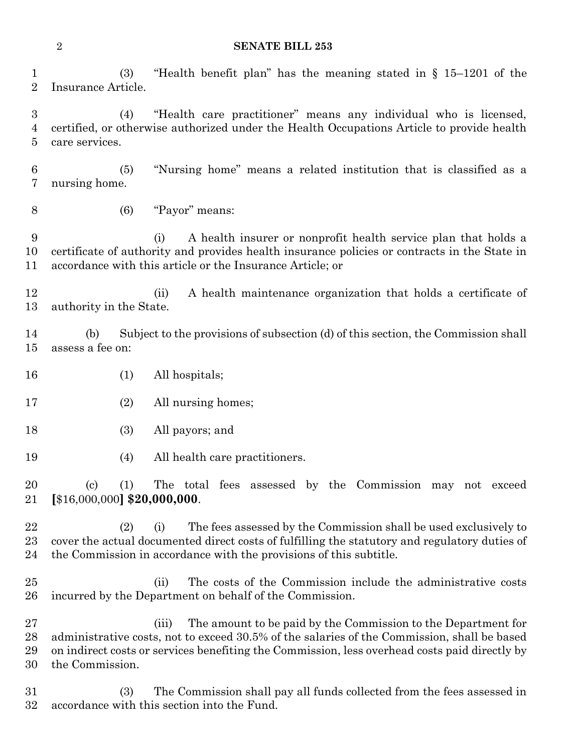(3) "Health benefit plan" has the meaning stated in § 15–1201 of the Insurance Article.

(4) "Health care practitioner" means any individual who is licensed, certified, or otherwise authorized under the Health Occupations Article to provide health care services.

(5) "Nursing home" means a related institution that is classified as a nursing home.

(6) "Payor" means:

(i) A health insurer or nonprofit health service plan that holds a certificate of authority and provides health insurance policies or contracts in the State in accordance with this article or the Insurance Article; or

(ii) A health maintenance organization that holds a certificate of authority in the State.

(b) Subject to the provisions of subsection (d) of this section, the Commission shall assess a fee on:

(1) All hospitals;

(2) All nursing homes;

(3) All payors; and

(4) All health care practitioners.

(c) (1) The total fees assessed by the Commission may not exceed **[**$16,000,000**] $20,000,000**.

(2) (i) The fees assessed by the Commission shall be used exclusively to cover the actual documented direct costs of fulfilling the statutory and regulatory duties of the Commission in accordance with the provisions of this subtitle.

(ii) The costs of the Commission include the administrative costs incurred by the Department on behalf of the Commission.

(iii) The amount to be paid by the Commission to the Department for administrative costs, not to exceed 30.5% of the salaries of the Commission, shall be based on indirect costs or services benefiting the Commission, less overhead costs paid directly by the Commission.

(3) The Commission shall pay all funds collected from the fees assessed in accordance with this section into the Fund.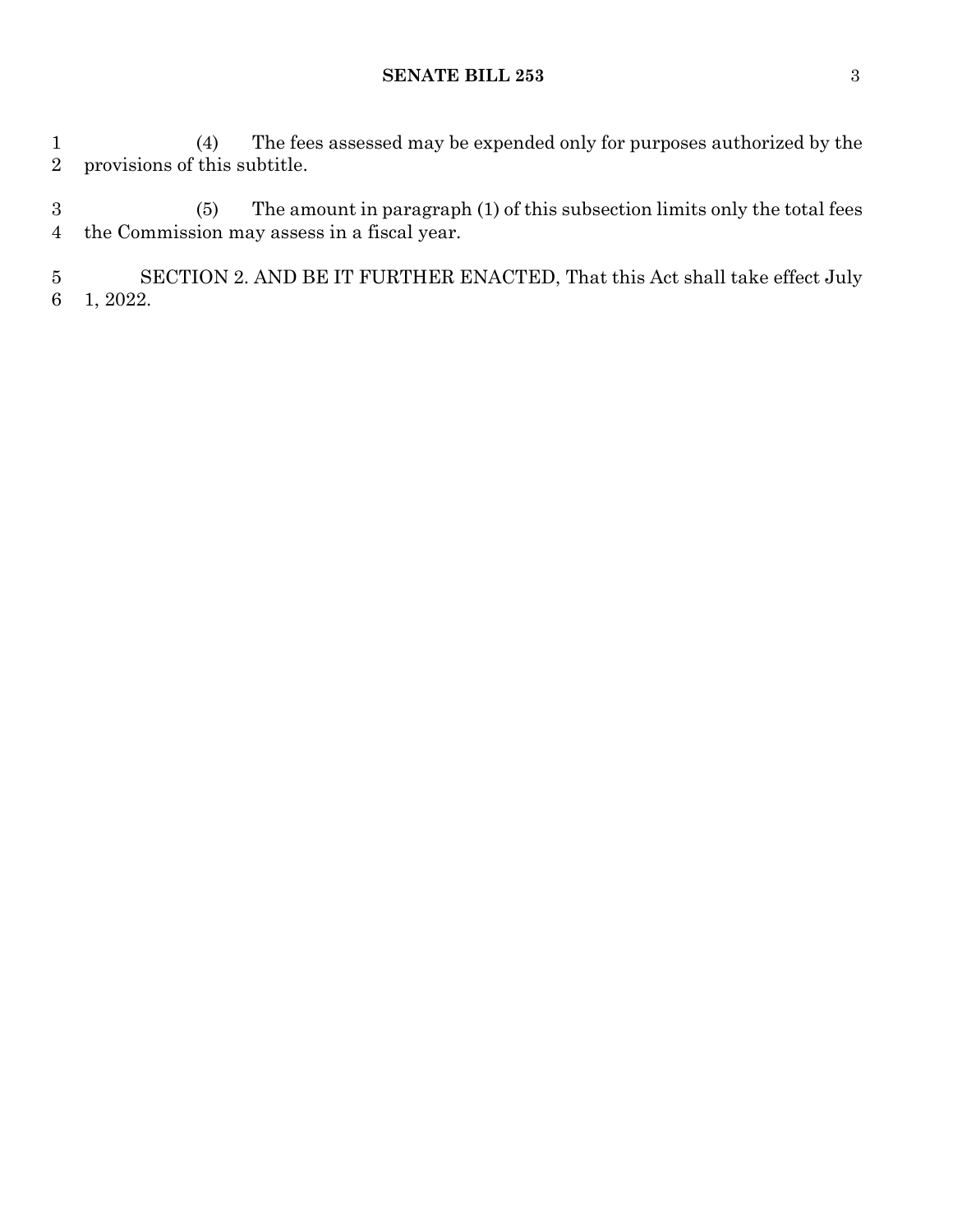(4) The fees assessed may be expended only for purposes authorized by the provisions of this subtitle.

(5) The amount in paragraph (1) of this subsection limits only the total fees the Commission may assess in a fiscal year.

SECTION 2. AND BE IT FURTHER ENACTED, That this Act shall take effect July 1, 2022.